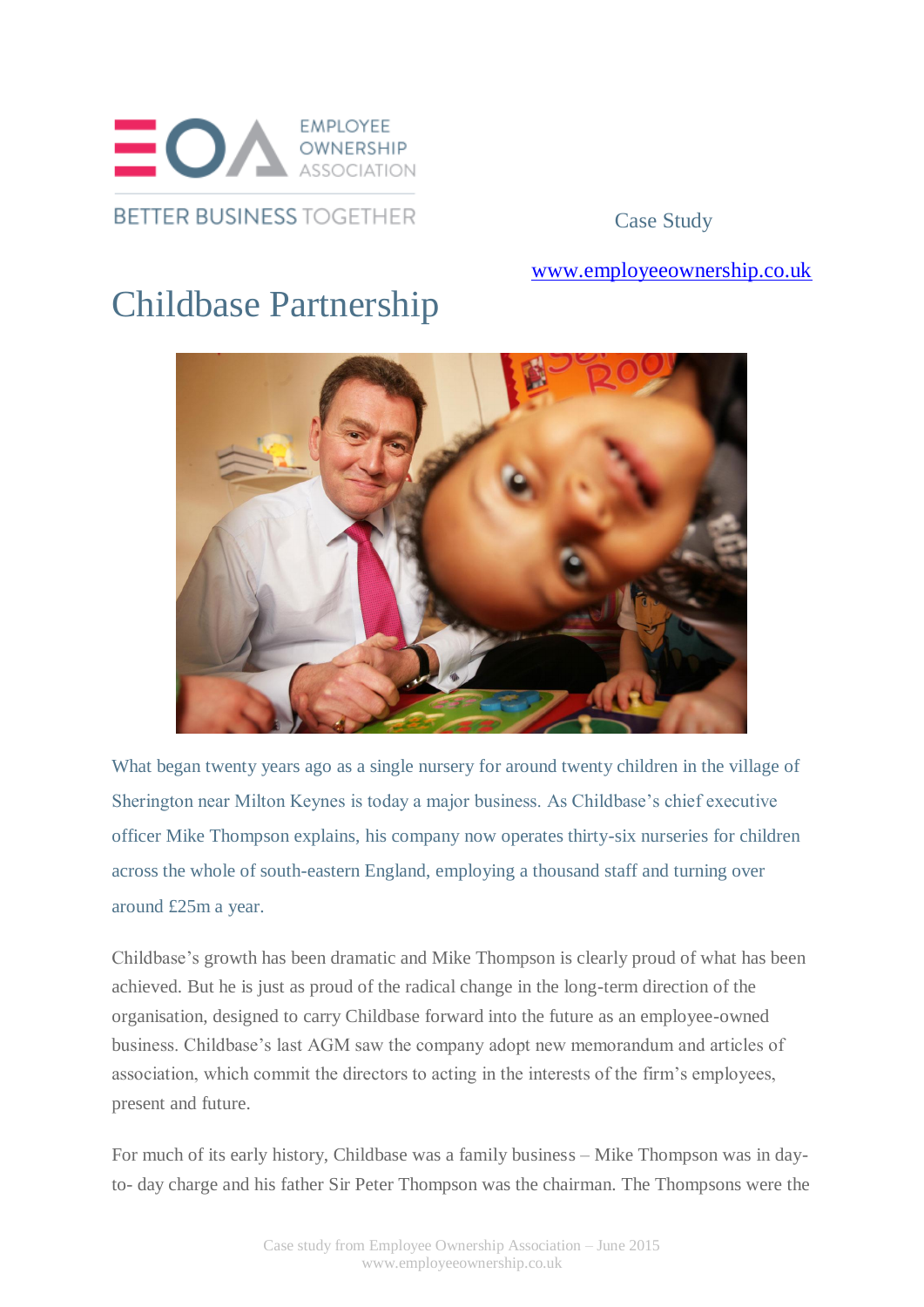EMPLOYEE OWNERSHIP ASSOCIATION

BETTER BUSINESS TOGETHER

Case Study

www.employeeownership.co.uk

# Childbase Partnership

What began twenty years ago as a single nursery for around twenty children in the village of Sherington near Milton Keynes is today a major business. As Childbase's chief executive officer Mike Thompson explains, his company now operates thirty-six nurseries for children across the whole of south-eastern England, employing a thousand staff and turning over around £25m a year.

Childbase's growth has been dramatic and Mike Thompson is clearly proud of what has been achieved. But he is just as proud of the radical change in the long-term direction of the organisation, designed to carry Childbase forward into the future as an employee-owned business. Childbase's last AGM saw the company adopt new memorandum and articles of association, which commit the directors to acting in the interests of the firm's employees, present and future.

For much of its early history, Childbase was a family business – Mike Thompson was in day-to- day charge and his father Sir Peter Thompson was the chairman. The Thompsons were the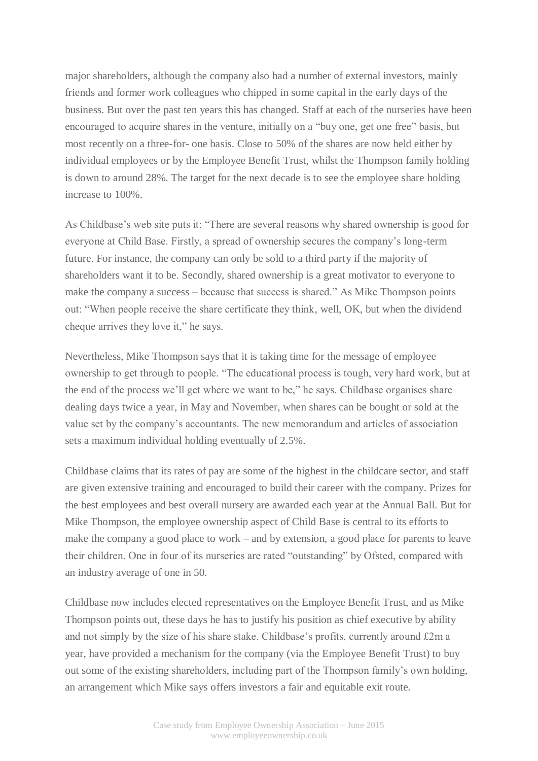major shareholders, although the company also had a number of external investors, mainly friends and former work colleagues who chipped in some capital in the early days of the business. But over the past ten years this has changed. Staff at each of the nurseries have been encouraged to acquire shares in the venture, initially on a "buy one, get one free" basis, but most recently on a three-for- one basis. Close to 50% of the shares are now held either by individual employees or by the Employee Benefit Trust, whilst the Thompson family holding is down to around 28%. The target for the next decade is to see the employee share holding increase to 100%.

As Childbase's web site puts it: "There are several reasons why shared ownership is good for everyone at Child Base. Firstly, a spread of ownership secures the company's long-term future. For instance, the company can only be sold to a third party if the majority of shareholders want it to be. Secondly, shared ownership is a great motivator to everyone to make the company a success – because that success is shared." As Mike Thompson points out: "When people receive the share certificate they think, well, OK, but when the dividend cheque arrives they love it," he says.

Nevertheless, Mike Thompson says that it is taking time for the message of employee ownership to get through to people. "The educational process is tough, very hard work, but at the end of the process we'll get where we want to be," he says. Childbase organises share dealing days twice a year, in May and November, when shares can be bought or sold at the value set by the company's accountants. The new memorandum and articles of association sets a maximum individual holding eventually of 2.5%.

Childbase claims that its rates of pay are some of the highest in the childcare sector, and staff are given extensive training and encouraged to build their career with the company. Prizes for the best employees and best overall nursery are awarded each year at the Annual Ball. But for Mike Thompson, the employee ownership aspect of Child Base is central to its efforts to make the company a good place to work – and by extension, a good place for parents to leave their children. One in four of its nurseries are rated "outstanding" by Ofsted, compared with an industry average of one in 50.

Childbase now includes elected representatives on the Employee Benefit Trust, and as Mike Thompson points out, these days he has to justify his position as chief executive by ability and not simply by the size of his share stake. Childbase's profits, currently around £2m a year, have provided a mechanism for the company (via the Employee Benefit Trust) to buy out some of the existing shareholders, including part of the Thompson family's own holding, an arrangement which Mike says offers investors a fair and equitable exit route.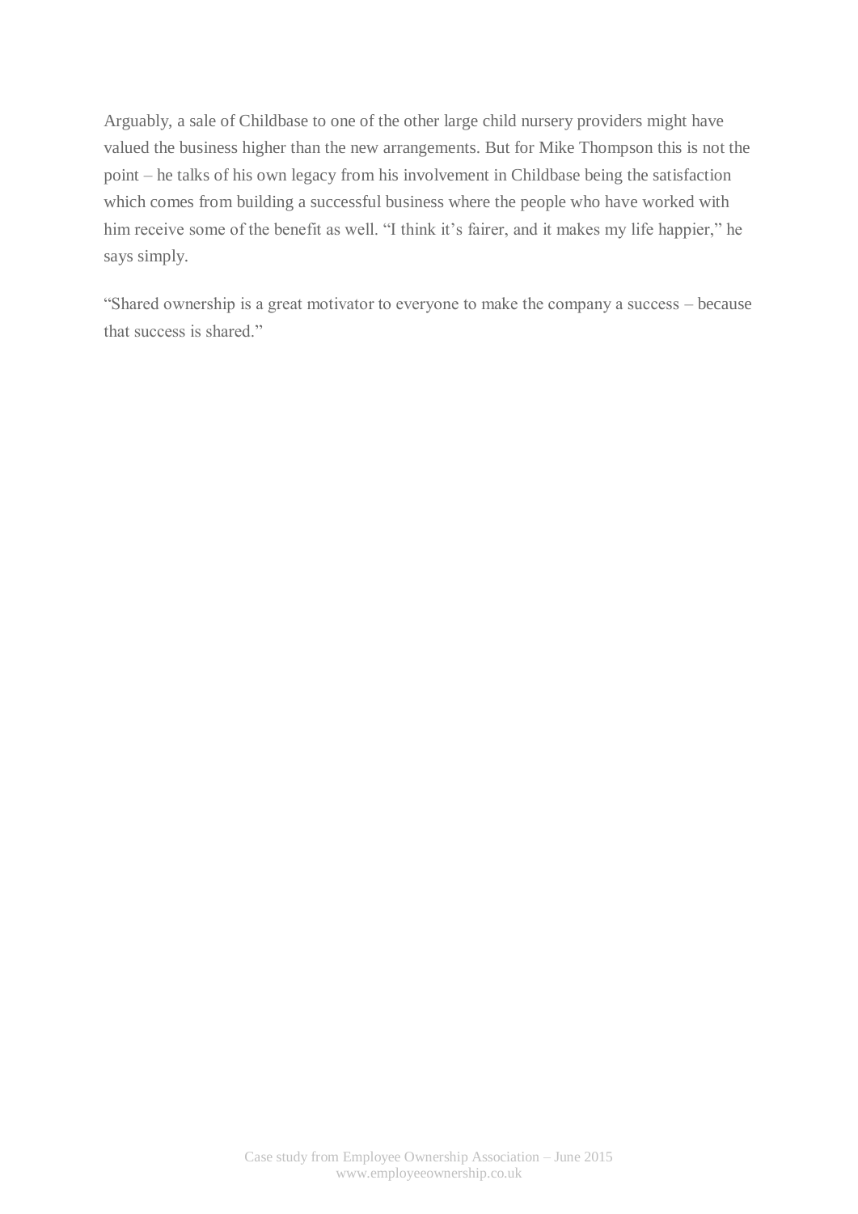Arguably, a sale of Childbase to one of the other large child nursery providers might have valued the business higher than the new arrangements. But for Mike Thompson this is not the point – he talks of his own legacy from his involvement in Childbase being the satisfaction which comes from building a successful business where the people who have worked with him receive some of the benefit as well. "I think it's fairer, and it makes my life happier," he says simply.

"Shared ownership is a great motivator to everyone to make the company a success – because that success is shared."